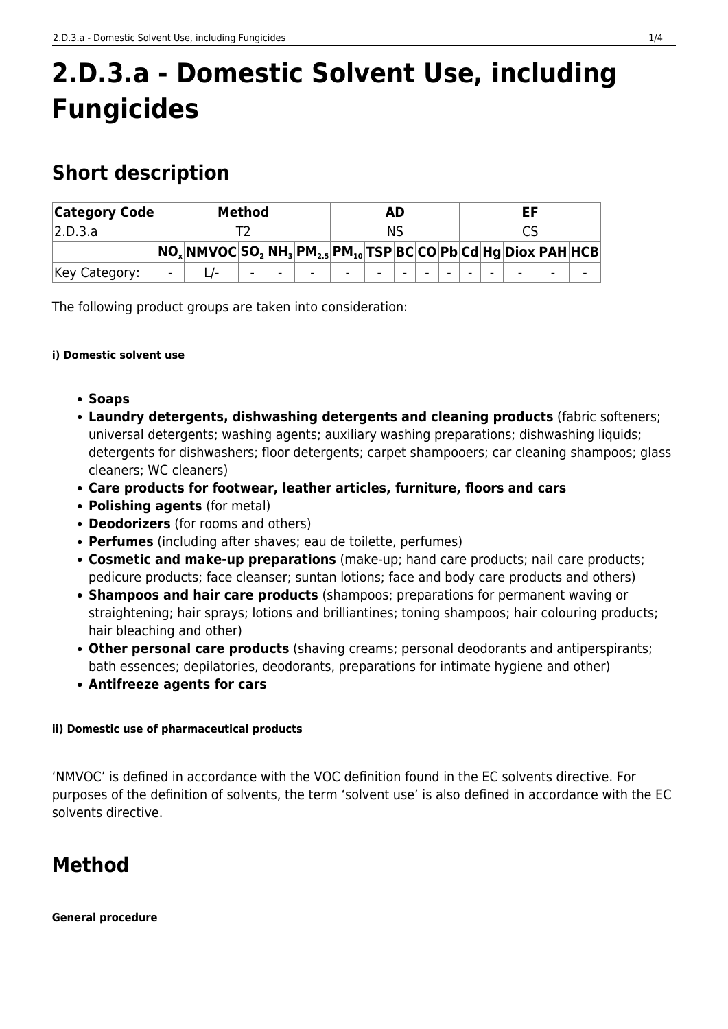# 2.D.3.a - Domestic Solvent Use, including Fungicides

## Short description

| Category Code | Method | | | | | AD | | | | EF | | | | | | |
|---|---|---|---|---|---|---|---|---|---|---|---|---|---|---|---|---|
| 2.D.3.a | T2 | | | | | NS | | | | CS | | | | | | |
| | $NO_x$ | NMVOC | $SO_2$ | $NH_3$ | $PM_{2.5}$ | $PM_{10}$ | TSP | BC | CO | Pb | Cd | Hg | Diox | PAH | HCB | |
| Key Category: | - | L/- | - | - | - | - | - | - | - | - | - | - | - | - | - | |

The following product groups are taken into consideration:

##### i) Domestic solvent use

- **Soaps**
- **Laundry detergents, dishwashing detergents and cleaning products** (fabric softeners; universal detergents; washing agents; auxiliary washing preparations; dishwashing liquids; detergents for dishwashers; floor detergents; carpet shampooers; car cleaning shampoos; glass cleaners; WC cleaners)
- **Care products for footwear, leather articles, furniture, floors and cars**
- **Polishing agents** (for metal)
- **Deodorizers** (for rooms and others)
- **Perfumes** (including after shaves; eau de toilette, perfumes)
- **Cosmetic and make-up preparations** (make-up; hand care products; nail care products; pedicure products; face cleanser; suntan lotions; face and body care products and others)
- **Shampoos and hair care products** (shampoos; preparations for permanent waving or straightening; hair sprays; lotions and brilliantines; toning shampoos; hair colouring products; hair bleaching and other)
- **Other personal care products** (shaving creams; personal deodorants and antiperspirants; bath essences; depilatories, deodorants, preparations for intimate hygiene and other)
- **Antifreeze agents for cars**

##### ii) Domestic use of pharmaceutical products

'NMVOC' is defined in accordance with the VOC definition found in the EC solvents directive. For purposes of the definition of solvents, the term 'solvent use' is also defined in accordance with the EC solvents directive.

## Method

##### General procedure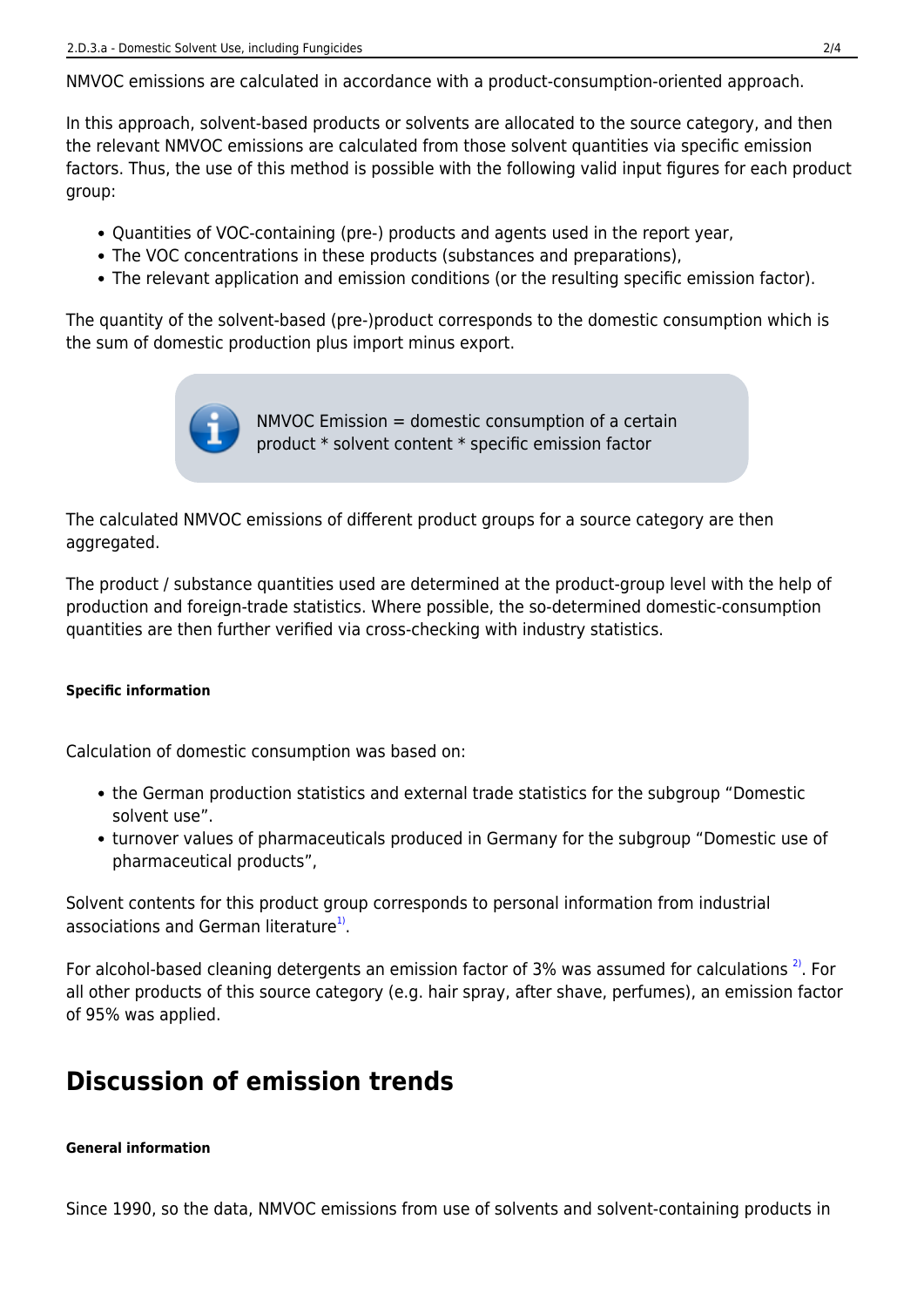NMVOC emissions are calculated in accordance with a product-consumption-oriented approach.

In this approach, solvent-based products or solvents are allocated to the source category, and then the relevant NMVOC emissions are calculated from those solvent quantities via specific emission factors. Thus, the use of this method is possible with the following valid input figures for each product group:

- Quantities of VOC-containing (pre-) products and agents used in the report year,
- The VOC concentrations in these products (substances and preparations),
- The relevant application and emission conditions (or the resulting specific emission factor).

The quantity of the solvent-based (pre-)product corresponds to the domestic consumption which is the sum of domestic production plus import minus export.

> NMVOC Emission = domestic consumption of a certain product * solvent content * specific emission factor

The calculated NMVOC emissions of different product groups for a source category are then aggregated.

The product / substance quantities used are determined at the product-group level with the help of production and foreign-trade statistics. Where possible, the so-determined domestic-consumption quantities are then further verified via cross-checking with industry statistics.

#### Specific information

Calculation of domestic consumption was based on:

- the German production statistics and external trade statistics for the subgroup “Domestic solvent use”.
- turnover values of pharmaceuticals produced in Germany for the subgroup “Domestic use of pharmaceutical products”,

Solvent contents for this product group corresponds to personal information from industrial associations and German literature[1].

For alcohol-based cleaning detergents an emission factor of 3% was assumed for calculations [2]. For all other products of this source category (e.g. hair spray, after shave, perfumes), an emission factor of 95% was applied.

## Discussion of emission trends

#### General information

Since 1990, so the data, NMVOC emissions from use of solvents and solvent-containing products in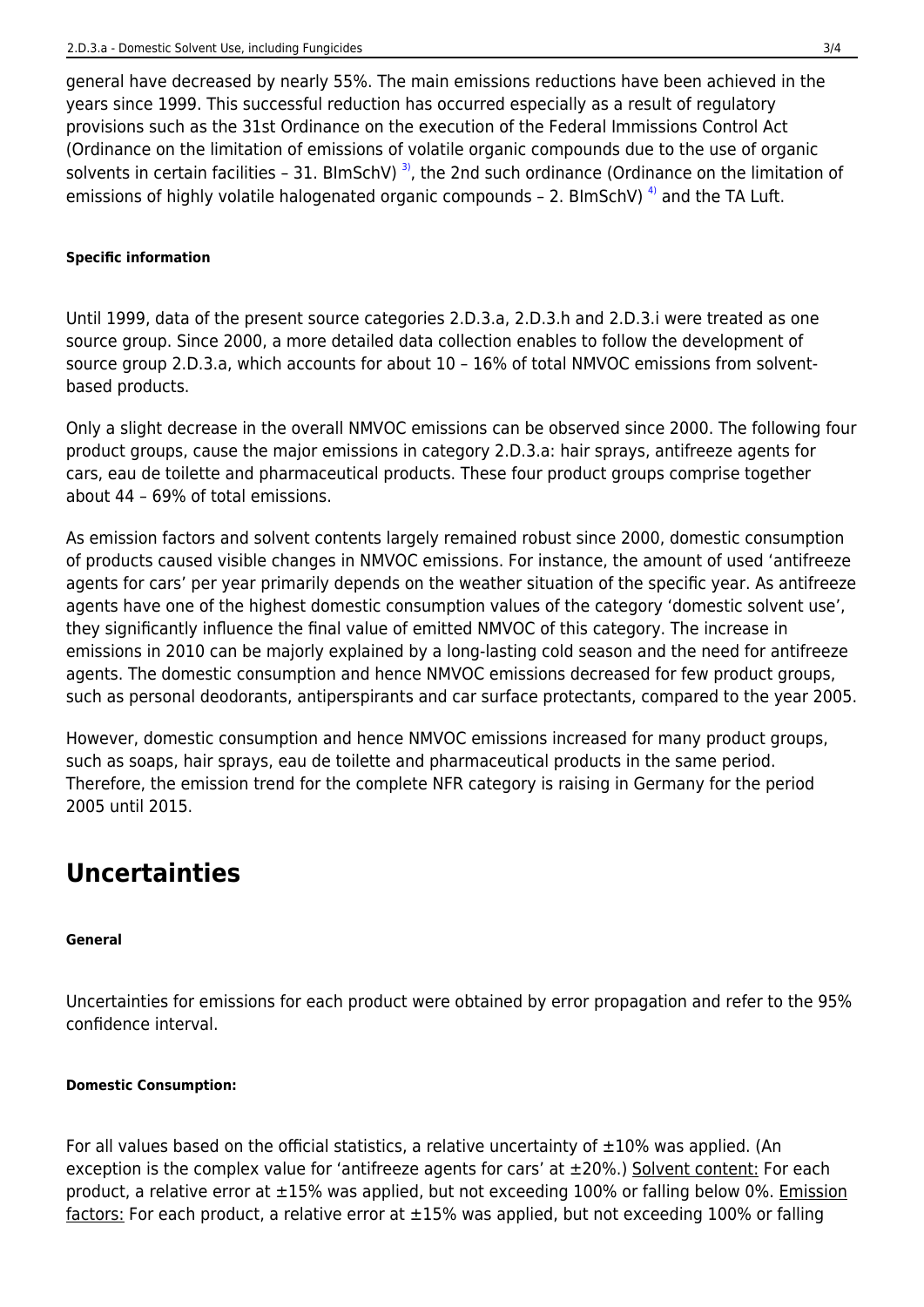general have decreased by nearly 55%. The main emissions reductions have been achieved in the years since 1999. This successful reduction has occurred especially as a result of regulatory provisions such as the 31st Ordinance on the execution of the Federal Immissions Control Act (Ordinance on the limitation of emissions of volatile organic compounds due to the use of organic solvents in certain facilities – 31. BImSchV) [3], the 2nd such ordinance (Ordinance on the limitation of emissions of highly volatile halogenated organic compounds – 2. BImSchV) [4] and the TA Luft.

#### Specific information

Until 1999, data of the present source categories 2.D.3.a, 2.D.3.h and 2.D.3.i were treated as one source group. Since 2000, a more detailed data collection enables to follow the development of source group 2.D.3.a, which accounts for about 10 – 16% of total NMVOC emissions from solvent-based products.

Only a slight decrease in the overall NMVOC emissions can be observed since 2000. The following four product groups, cause the major emissions in category 2.D.3.a: hair sprays, antifreeze agents for cars, eau de toilette and pharmaceutical products. These four product groups comprise together about 44 – 69% of total emissions.

As emission factors and solvent contents largely remained robust since 2000, domestic consumption of products caused visible changes in NMVOC emissions. For instance, the amount of used 'antifreeze agents for cars' per year primarily depends on the weather situation of the specific year. As antifreeze agents have one of the highest domestic consumption values of the category 'domestic solvent use', they significantly influence the final value of emitted NMVOC of this category. The increase in emissions in 2010 can be majorly explained by a long-lasting cold season and the need for antifreeze agents. The domestic consumption and hence NMVOC emissions decreased for few product groups, such as personal deodorants, antiperspirants and car surface protectants, compared to the year 2005.

However, domestic consumption and hence NMVOC emissions increased for many product groups, such as soaps, hair sprays, eau de toilette and pharmaceutical products in the same period. Therefore, the emission trend for the complete NFR category is raising in Germany for the period 2005 until 2015.

## Uncertainties

#### General

Uncertainties for emissions for each product were obtained by error propagation and refer to the 95% confidence interval.

#### Domestic Consumption:

For all values based on the official statistics, a relative uncertainty of ±10% was applied. (An exception is the complex value for 'antifreeze agents for cars' at ±20%.) Solvent content: For each product, a relative error at ±15% was applied, but not exceeding 100% or falling below 0%. Emission factors: For each product, a relative error at ±15% was applied, but not exceeding 100% or falling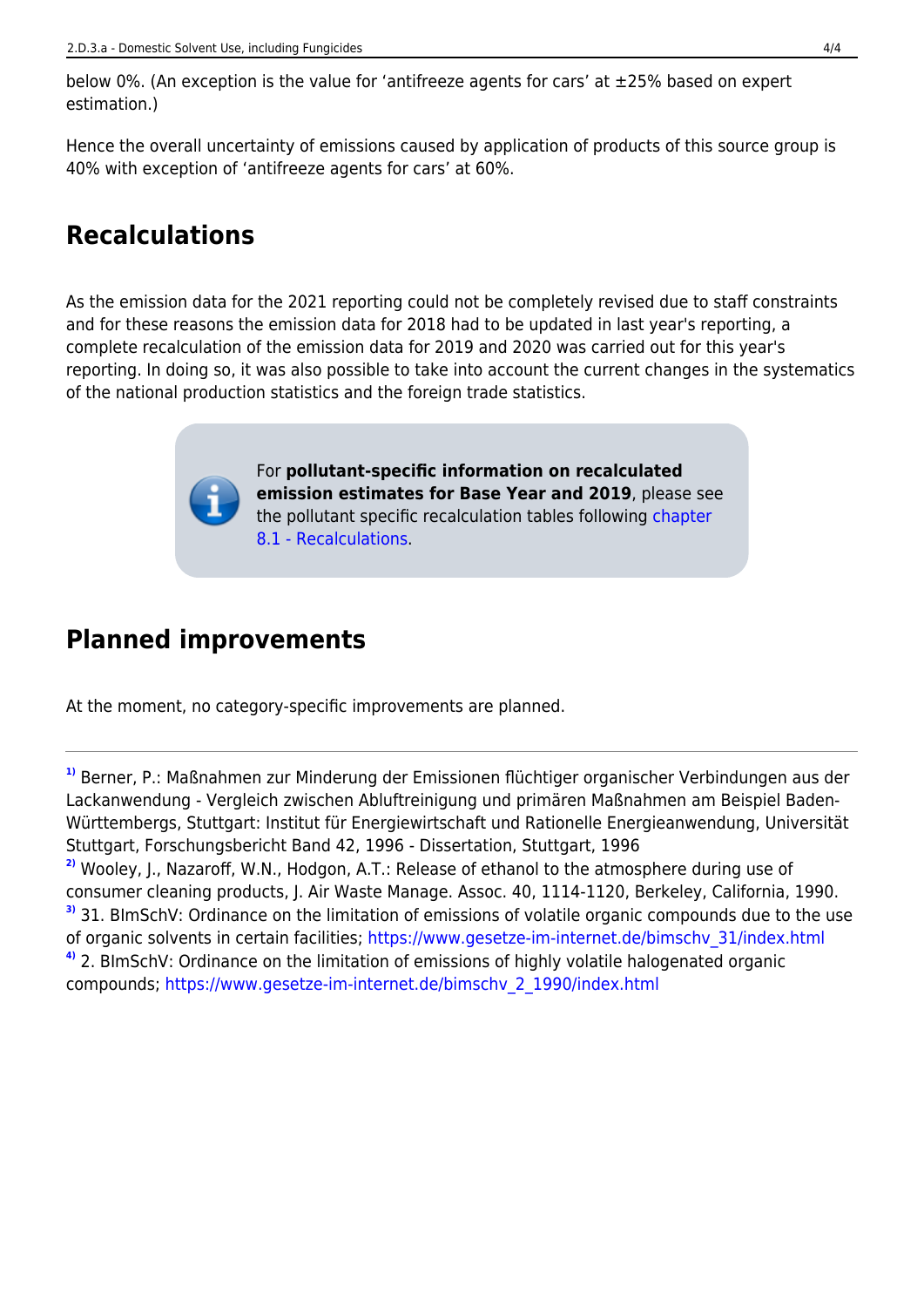below 0%. (An exception is the value for 'antifreeze agents for cars' at ±25% based on expert estimation.)

Hence the overall uncertainty of emissions caused by application of products of this source group is 40% with exception of 'antifreeze agents for cars' at 60%.

## Recalculations

As the emission data for the 2021 reporting could not be completely revised due to staff constraints and for these reasons the emission data for 2018 had to be updated in last year's reporting, a complete recalculation of the emission data for 2019 and 2020 was carried out for this year's reporting. In doing so, it was also possible to take into account the current changes in the systematics of the national production statistics and the foreign trade statistics.

For **pollutant-specific information on recalculated emission estimates for Base Year and 2019**, please see the pollutant specific recalculation tables following chapter 8.1 - Recalculations.

## Planned improvements

At the moment, no category-specific improvements are planned.

---

[1] Berner, P.: Maßnahmen zur Minderung der Emissionen flüchtiger organischer Verbindungen aus der Lackanwendung - Vergleich zwischen Abluftreinigung und primären Maßnahmen am Beispiel Baden-Württembergs, Stuttgart: Institut für Energiewirtschaft und Rationelle Energieanwendung, Universität Stuttgart, Forschungsbericht Band 42, 1996 - Dissertation, Stuttgart, 1996

[2] Wooley, J., Nazaroff, W.N., Hodgon, A.T.: Release of ethanol to the atmosphere during use of consumer cleaning products, J. Air Waste Manage. Assoc. 40, 1114-1120, Berkeley, California, 1990.

[3] 31. BImSchV: Ordinance on the limitation of emissions of volatile organic compounds due to the use of organic solvents in certain facilities; https://www.gesetze-im-internet.de/bimschv_31/index.html

[4] 2. BImSchV: Ordinance on the limitation of emissions of highly volatile halogenated organic compounds; https://www.gesetze-im-internet.de/bimschv_2_1990/index.html